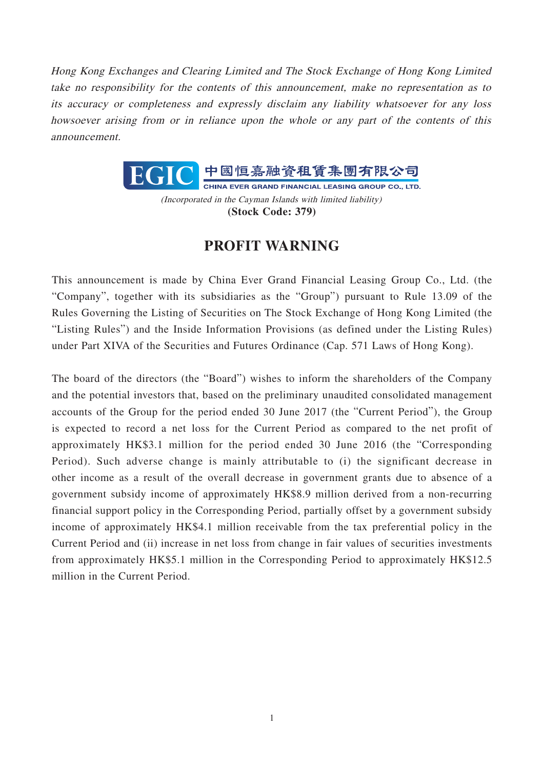*Hong Kong Exchanges and Clearing Limited and The Stock Exchange of Hong Kong Limited take no responsibility for the contents of this announcement, make no representation as to its accuracy or completeness and expressly disclaim any liability whatsoever for any loss howsoever arising from or in reliance upon the whole or any part of the contents of this announcement.*

EGIC 中國恒嘉融資租賃集團有限公司

CHINA EVER GRAND FINANCIAL LEASING GROUP CO., LTD.

*(Incorporated in the Cayman Islands with limited liability)*

**(Stock Code: 379)**

# PROFIT WARNING

This announcement is made by China Ever Grand Financial Leasing Group Co., Ltd. (the "Company", together with its subsidiaries as the "Group") pursuant to Rule 13.09 of the Rules Governing the Listing of Securities on The Stock Exchange of Hong Kong Limited (the "Listing Rules") and the Inside Information Provisions (as defined under the Listing Rules) under Part XIVA of the Securities and Futures Ordinance (Cap. 571 Laws of Hong Kong).

The board of the directors (the "Board") wishes to inform the shareholders of the Company and the potential investors that, based on the preliminary unaudited consolidated management accounts of the Group for the period ended 30 June 2017 (the "Current Period"), the Group is expected to record a net loss for the Current Period as compared to the net profit of approximately HK$3.1 million for the period ended 30 June 2016 (the "Corresponding Period). Such adverse change is mainly attributable to (i) the significant decrease in other income as a result of the overall decrease in government grants due to absence of a government subsidy income of approximately HK$8.9 million derived from a non-recurring financial support policy in the Corresponding Period, partially offset by a government subsidy income of approximately HK$4.1 million receivable from the tax preferential policy in the Current Period and (ii) increase in net loss from change in fair values of securities investments from approximately HK$5.1 million in the Corresponding Period to approximately HK$12.5 million in the Current Period.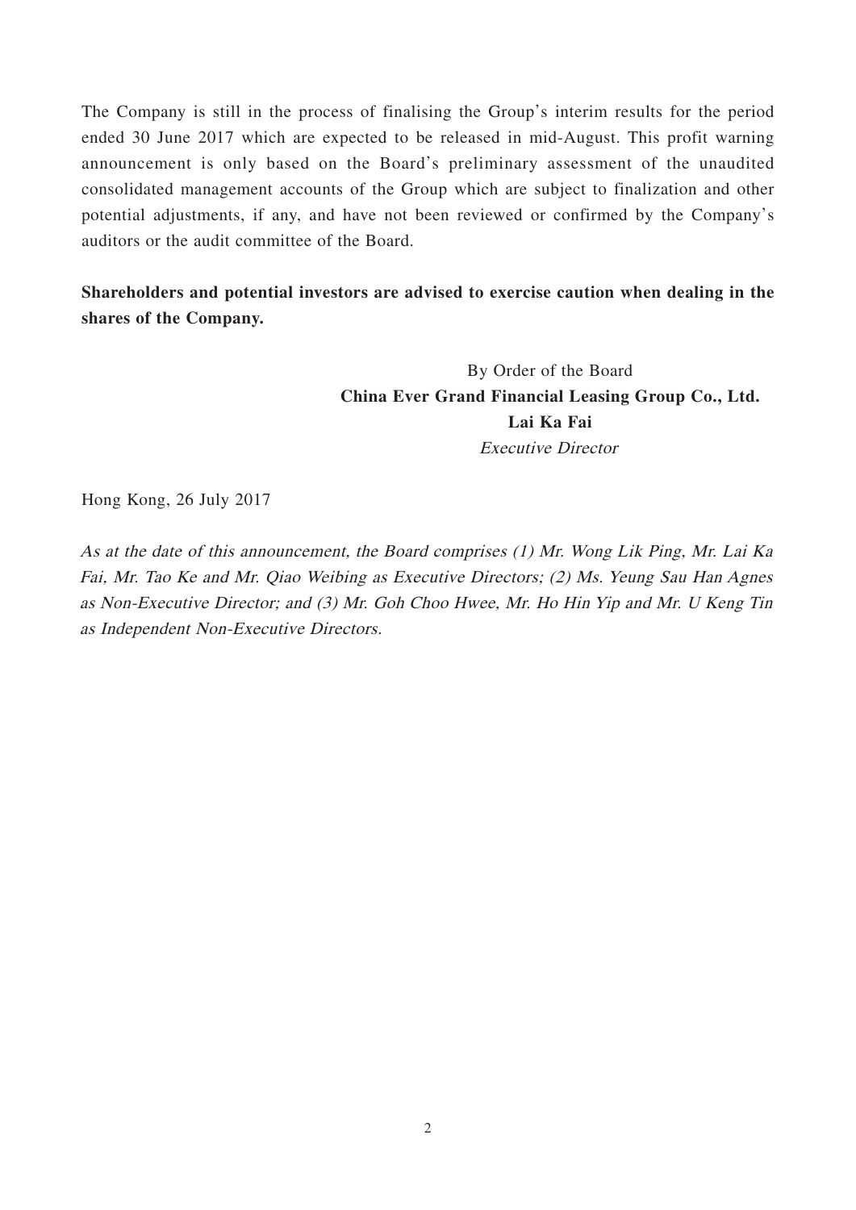The Company is still in the process of finalising the Group's interim results for the period ended 30 June 2017 which are expected to be released in mid-August. This profit warning announcement is only based on the Board's preliminary assessment of the unaudited consolidated management accounts of the Group which are subject to finalization and other potential adjustments, if any, and have not been reviewed or confirmed by the Company's auditors or the audit committee of the Board.

**Shareholders and potential investors are advised to exercise caution when dealing in the shares of the Company.**

By Order of the Board
**China Ever Grand Financial Leasing Group Co., Ltd.**
**Lai Ka Fai**
*Executive Director*

Hong Kong, 26 July 2017

*As at the date of this announcement, the Board comprises (1) Mr. Wong Lik Ping, Mr. Lai Ka Fai, Mr. Tao Ke and Mr. Qiao Weibing as Executive Directors; (2) Ms. Yeung Sau Han Agnes as Non-Executive Director; and (3) Mr. Goh Choo Hwee, Mr. Ho Hin Yip and Mr. U Keng Tin as Independent Non-Executive Directors.*